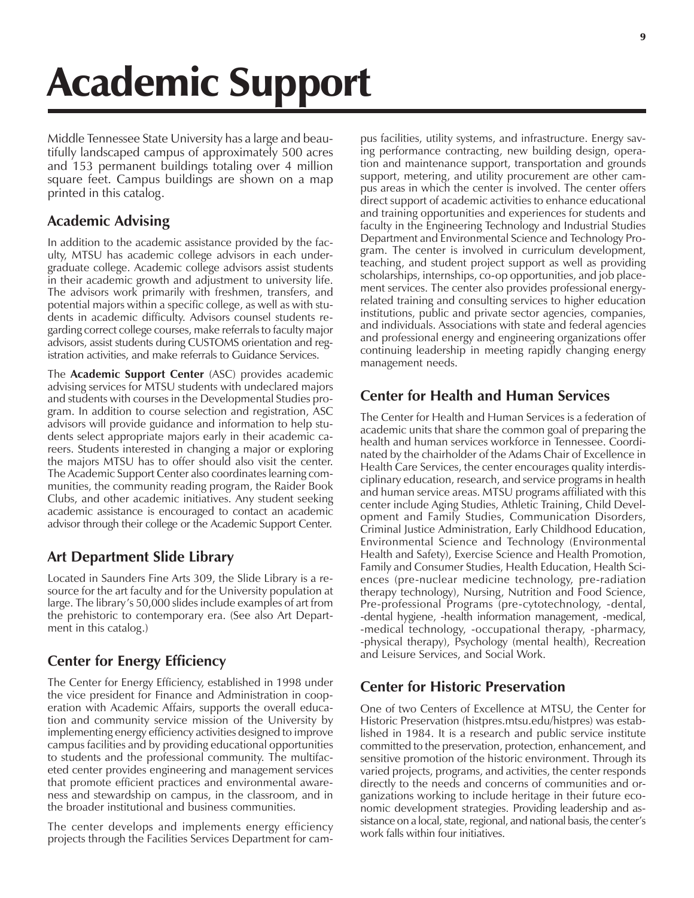# Academic Support

Middle Tennessee State University has a large and beautifully landscaped campus of approximately 500 acres and 153 permanent buildings totaling over 4 million square feet. Campus buildings are shown on a map printed in this catalog.

## Academic Advising

In addition to the academic assistance provided by the faculty, MTSU has academic college advisors in each undergraduate college. Academic college advisors assist students in their academic growth and adjustment to university life. The advisors work primarily with freshmen, transfers, and potential majors within a specific college, as well as with students in academic difficulty. Advisors counsel students regarding correct college courses, make referrals to faculty major advisors, assist students during CUSTOMS orientation and registration activities, and make referrals to Guidance Services.

The **Academic Support Center** (ASC) provides academic advising services for MTSU students with undeclared majors and students with courses in the Developmental Studies program. In addition to course selection and registration, ASC advisors will provide guidance and information to help students select appropriate majors early in their academic careers. Students interested in changing a major or exploring the majors MTSU has to offer should also visit the center. The Academic Support Center also coordinates learning communities, the community reading program, the Raider Book Clubs, and other academic initiatives. Any student seeking academic assistance is encouraged to contact an academic advisor through their college or the Academic Support Center.

## Art Department Slide Library

Located in Saunders Fine Arts 309, the Slide Library is a resource for the art faculty and for the University population at large. The library's 50,000 slides include examples of art from the prehistoric to contemporary era. (See also Art Department in this catalog.)

## Center for Energy Efficiency

The Center for Energy Efficiency, established in 1998 under the vice president for Finance and Administration in cooperation with Academic Affairs, supports the overall education and community service mission of the University by implementing energy efficiency activities designed to improve campus facilities and by providing educational opportunities to students and the professional community. The multifaceted center provides engineering and management services that promote efficient practices and environmental awareness and stewardship on campus, in the classroom, and in the broader institutional and business communities.

The center develops and implements energy efficiency projects through the Facilities Services Department for campus facilities, utility systems, and infrastructure. Energy saving performance contracting, new building design, operation and maintenance support, transportation and grounds support, metering, and utility procurement are other campus areas in which the center is involved. The center offers direct support of academic activities to enhance educational and training opportunities and experiences for students and faculty in the Engineering Technology and Industrial Studies Department and Environmental Science and Technology Program. The center is involved in curriculum development, teaching, and student project support as well as providing scholarships, internships, co-op opportunities, and job placement services. The center also provides professional energy-related training and consulting services to higher education institutions, public and private sector agencies, companies, and individuals. Associations with state and federal agencies and professional energy and engineering organizations offer continuing leadership in meeting rapidly changing energy management needs.

## Center for Health and Human Services

The Center for Health and Human Services is a federation of academic units that share the common goal of preparing the health and human services workforce in Tennessee. Coordinated by the chairholder of the Adams Chair of Excellence in Health Care Services, the center encourages quality interdisciplinary education, research, and service programs in health and human service areas. MTSU programs affiliated with this center include Aging Studies, Athletic Training, Child Development and Family Studies, Communication Disorders, Criminal Justice Administration, Early Childhood Education, Environmental Science and Technology (Environmental Health and Safety), Exercise Science and Health Promotion, Family and Consumer Studies, Health Education, Health Sciences (pre-nuclear medicine technology, pre-radiation therapy technology), Nursing, Nutrition and Food Science, Pre-professional Programs (pre-cytotechnology, -dental, -dental hygiene, -health information management, -medical, -medical technology, -occupational therapy, -pharmacy, -physical therapy), Psychology (mental health), Recreation and Leisure Services, and Social Work.

## Center for Historic Preservation

One of two Centers of Excellence at MTSU, the Center for Historic Preservation (histpres.mtsu.edu/histpres) was established in 1984. It is a research and public service institute committed to the preservation, protection, enhancement, and sensitive promotion of the historic environment. Through its varied projects, programs, and activities, the center responds directly to the needs and concerns of communities and organizations working to include heritage in their future economic development strategies. Providing leadership and assistance on a local, state, regional, and national basis, the center's work falls within four initiatives.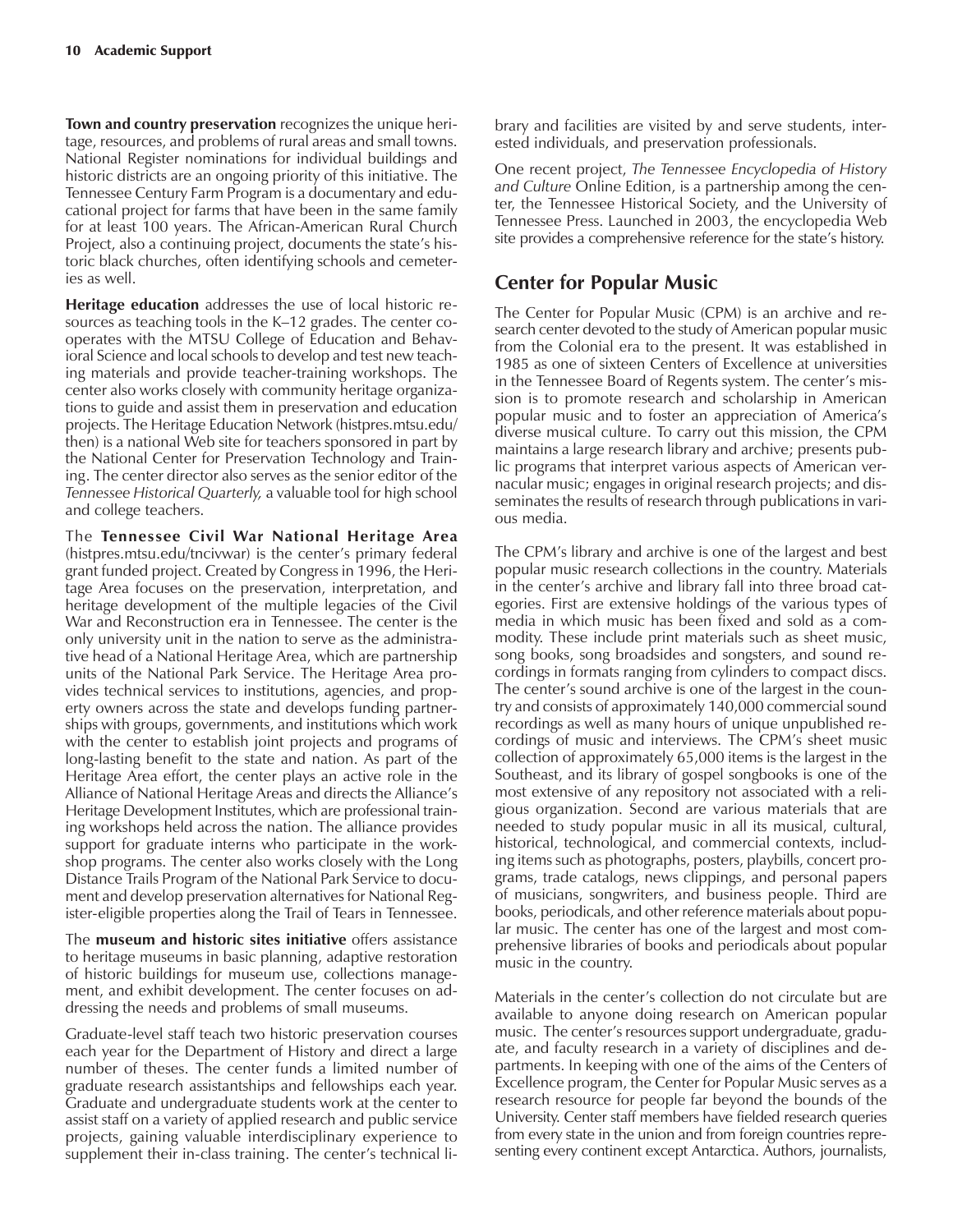**Town and country preservation** recognizes the unique heritage, resources, and problems of rural areas and small towns. National Register nominations for individual buildings and historic districts are an ongoing priority of this initiative. The Tennessee Century Farm Program is a documentary and educational project for farms that have been in the same family for at least 100 years. The African-American Rural Church Project, also a continuing project, documents the state's historic black churches, often identifying schools and cemeteries as well.

**Heritage education** addresses the use of local historic resources as teaching tools in the K–12 grades. The center cooperates with the MTSU College of Education and Behavioral Science and local schools to develop and test new teaching materials and provide teacher-training workshops. The center also works closely with community heritage organizations to guide and assist them in preservation and education projects. The Heritage Education Network (histpres.mtsu.edu/then) is a national Web site for teachers sponsored in part by the National Center for Preservation Technology and Training. The center director also serves as the senior editor of the *Tennessee Historical Quarterly,* a valuable tool for high school and college teachers.

The **Tennessee Civil War National Heritage Area** (histpres.mtsu.edu/tncivwar) is the center's primary federal grant funded project. Created by Congress in 1996, the Heritage Area focuses on the preservation, interpretation, and heritage development of the multiple legacies of the Civil War and Reconstruction era in Tennessee. The center is the only university unit in the nation to serve as the administrative head of a National Heritage Area, which are partnership units of the National Park Service. The Heritage Area provides technical services to institutions, agencies, and property owners across the state and develops funding partnerships with groups, governments, and institutions which work with the center to establish joint projects and programs of long-lasting benefit to the state and nation. As part of the Heritage Area effort, the center plays an active role in the Alliance of National Heritage Areas and directs the Alliance's Heritage Development Institutes, which are professional training workshops held across the nation. The alliance provides support for graduate interns who participate in the workshop programs. The center also works closely with the Long Distance Trails Program of the National Park Service to document and develop preservation alternatives for National Register-eligible properties along the Trail of Tears in Tennessee.

The **museum and historic sites initiative** offers assistance to heritage museums in basic planning, adaptive restoration of historic buildings for museum use, collections management, and exhibit development. The center focuses on addressing the needs and problems of small museums.

Graduate-level staff teach two historic preservation courses each year for the Department of History and direct a large number of theses. The center funds a limited number of graduate research assistantships and fellowships each year. Graduate and undergraduate students work at the center to assist staff on a variety of applied research and public service projects, gaining valuable interdisciplinary experience to supplement their in-class training. The center's technical library and facilities are visited by and serve students, interested individuals, and preservation professionals.

One recent project, *The Tennessee Encyclopedia of History and Culture* Online Edition, is a partnership among the center, the Tennessee Historical Society, and the University of Tennessee Press. Launched in 2003, the encyclopedia Web site provides a comprehensive reference for the state's history.

## Center for Popular Music

The Center for Popular Music (CPM) is an archive and research center devoted to the study of American popular music from the Colonial era to the present. It was established in 1985 as one of sixteen Centers of Excellence at universities in the Tennessee Board of Regents system. The center's mission is to promote research and scholarship in American popular music and to foster an appreciation of America's diverse musical culture. To carry out this mission, the CPM maintains a large research library and archive; presents public programs that interpret various aspects of American vernacular music; engages in original research projects; and disseminates the results of research through publications in various media.

The CPM's library and archive is one of the largest and best popular music research collections in the country. Materials in the center's archive and library fall into three broad categories. First are extensive holdings of the various types of media in which music has been fixed and sold as a commodity. These include print materials such as sheet music, song books, song broadsides and songsters, and sound recordings in formats ranging from cylinders to compact discs. The center's sound archive is one of the largest in the country and consists of approximately 140,000 commercial sound recordings as well as many hours of unique unpublished recordings of music and interviews. The CPM's sheet music collection of approximately 65,000 items is the largest in the Southeast, and its library of gospel songbooks is one of the most extensive of any repository not associated with a religious organization. Second are various materials that are needed to study popular music in all its musical, cultural, historical, technological, and commercial contexts, including items such as photographs, posters, playbills, concert programs, trade catalogs, news clippings, and personal papers of musicians, songwriters, and business people. Third are books, periodicals, and other reference materials about popular music. The center has one of the largest and most comprehensive libraries of books and periodicals about popular music in the country.

Materials in the center's collection do not circulate but are available to anyone doing research on American popular music. The center's resources support undergraduate, graduate, and faculty research in a variety of disciplines and departments. In keeping with one of the aims of the Centers of Excellence program, the Center for Popular Music serves as a research resource for people far beyond the bounds of the University. Center staff members have fielded research queries from every state in the union and from foreign countries representing every continent except Antarctica. Authors, journalists,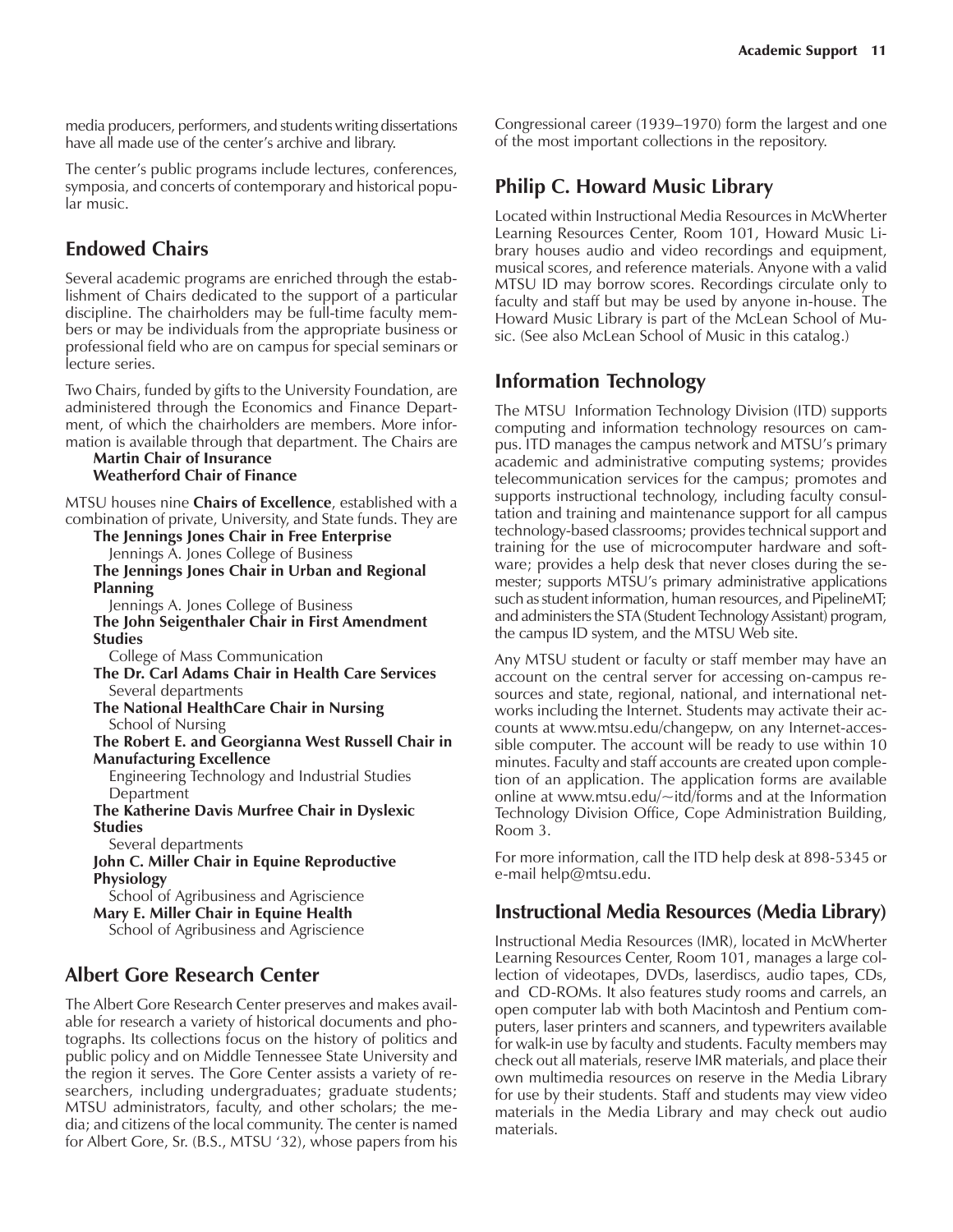media producers, performers, and students writing dissertations have all made use of the center's archive and library.

The center's public programs include lectures, conferences, symposia, and concerts of contemporary and historical popular music.

## Endowed Chairs

Several academic programs are enriched through the establishment of Chairs dedicated to the support of a particular discipline. The chairholders may be full-time faculty members or may be individuals from the appropriate business or professional field who are on campus for special seminars or lecture series.

Two Chairs, funded by gifts to the University Foundation, are administered through the Economics and Finance Department, of which the chairholders are members. More information is available through that department. The Chairs are

**Martin Chair of Insurance**
**Weatherford Chair of Finance**

MTSU houses nine **Chairs of Excellence**, established with a combination of private, University, and State funds. They are

**The Jennings Jones Chair in Free Enterprise**
Jennings A. Jones College of Business

**The Jennings Jones Chair in Urban and Regional Planning**
Jennings A. Jones College of Business

**The John Seigenthaler Chair in First Amendment Studies**
College of Mass Communication

**The Dr. Carl Adams Chair in Health Care Services**
Several departments

**The National HealthCare Chair in Nursing**
School of Nursing

**The Robert E. and Georgianna West Russell Chair in Manufacturing Excellence**
Engineering Technology and Industrial Studies Department

**The Katherine Davis Murfree Chair in Dyslexic Studies**
Several departments

**John C. Miller Chair in Equine Reproductive Physiology**
School of Agribusiness and Agriscience

**Mary E. Miller Chair in Equine Health**
School of Agribusiness and Agriscience

## Albert Gore Research Center

The Albert Gore Research Center preserves and makes available for research a variety of historical documents and photographs. Its collections focus on the history of politics and public policy and on Middle Tennessee State University and the region it serves. The Gore Center assists a variety of researchers, including undergraduates; graduate students; MTSU administrators, faculty, and other scholars; the media; and citizens of the local community. The center is named for Albert Gore, Sr. (B.S., MTSU '32), whose papers from his Congressional career (1939–1970) form the largest and one of the most important collections in the repository.

## Philip C. Howard Music Library

Located within Instructional Media Resources in McWherter Learning Resources Center, Room 101, Howard Music Library houses audio and video recordings and equipment, musical scores, and reference materials. Anyone with a valid MTSU ID may borrow scores. Recordings circulate only to faculty and staff but may be used by anyone in-house. The Howard Music Library is part of the McLean School of Music. (See also McLean School of Music in this catalog.)

## Information Technology

The MTSU Information Technology Division (ITD) supports computing and information technology resources on campus. ITD manages the campus network and MTSU's primary academic and administrative computing systems; provides telecommunication services for the campus; promotes and supports instructional technology, including faculty consultation and training and maintenance support for all campus technology-based classrooms; provides technical support and training for the use of microcomputer hardware and software; provides a help desk that never closes during the semester; supports MTSU's primary administrative applications such as student information, human resources, and PipelineMT; and administers the STA (Student Technology Assistant) program, the campus ID system, and the MTSU Web site.

Any MTSU student or faculty or staff member may have an account on the central server for accessing on-campus resources and state, regional, national, and international networks including the Internet. Students may activate their accounts at www.mtsu.edu/changepw, on any Internet-accessible computer. The account will be ready to use within 10 minutes. Faculty and staff accounts are created upon completion of an application. The application forms are available online at www.mtsu.edu/~itd/forms and at the Information Technology Division Office, Cope Administration Building, Room 3.

For more information, call the ITD help desk at 898-5345 or e-mail help@mtsu.edu.

## Instructional Media Resources (Media Library)

Instructional Media Resources (IMR), located in McWherter Learning Resources Center, Room 101, manages a large collection of videotapes, DVDs, laserdiscs, audio tapes, CDs, and CD-ROMs. It also features study rooms and carrels, an open computer lab with both Macintosh and Pentium computers, laser printers and scanners, and typewriters available for walk-in use by faculty and students. Faculty members may check out all materials, reserve IMR materials, and place their own multimedia resources on reserve in the Media Library for use by their students. Staff and students may view video materials in the Media Library and may check out audio materials.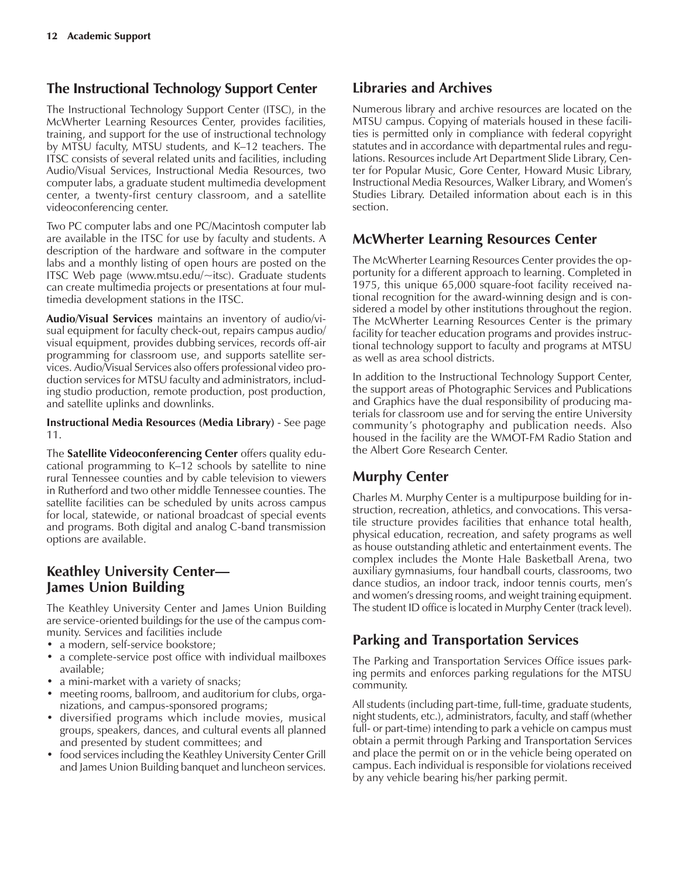## The Instructional Technology Support Center

The Instructional Technology Support Center (ITSC), in the McWherter Learning Resources Center, provides facilities, training, and support for the use of instructional technology by MTSU faculty, MTSU students, and K–12 teachers. The ITSC consists of several related units and facilities, including Audio/Visual Services, Instructional Media Resources, two computer labs, a graduate student multimedia development center, a twenty-first century classroom, and a satellite videoconferencing center.

Two PC computer labs and one PC/Macintosh computer lab are available in the ITSC for use by faculty and students. A description of the hardware and software in the computer labs and a monthly listing of open hours are posted on the ITSC Web page (www.mtsu.edu/~itsc). Graduate students can create multimedia projects or presentations at four multimedia development stations in the ITSC.

**Audio/Visual Services** maintains an inventory of audio/visual equipment for faculty check-out, repairs campus audio/visual equipment, provides dubbing services, records off-air programming for classroom use, and supports satellite services. Audio/Visual Services also offers professional video production services for MTSU faculty and administrators, including studio production, remote production, post production, and satellite uplinks and downlinks.

**Instructional Media Resources (Media Library)** - See page 11.

The **Satellite Videoconferencing Center** offers quality educational programming to K–12 schools by satellite to nine rural Tennessee counties and by cable television to viewers in Rutherford and two other middle Tennessee counties. The satellite facilities can be scheduled by units across campus for local, statewide, or national broadcast of special events and programs. Both digital and analog C-band transmission options are available.

## Keathley University Center— James Union Building

The Keathley University Center and James Union Building are service-oriented buildings for the use of the campus community. Services and facilities include

- a modern, self-service bookstore;
- a complete-service post office with individual mailboxes available;
- a mini-market with a variety of snacks;
- meeting rooms, ballroom, and auditorium for clubs, organizations, and campus-sponsored programs;
- diversified programs which include movies, musical groups, speakers, dances, and cultural events all planned and presented by student committees; and
- food services including the Keathley University Center Grill and James Union Building banquet and luncheon services.

## Libraries and Archives

Numerous library and archive resources are located on the MTSU campus. Copying of materials housed in these facilities is permitted only in compliance with federal copyright statutes and in accordance with departmental rules and regulations. Resources include Art Department Slide Library, Center for Popular Music, Gore Center, Howard Music Library, Instructional Media Resources, Walker Library, and Women's Studies Library. Detailed information about each is in this section.

## McWherter Learning Resources Center

The McWherter Learning Resources Center provides the opportunity for a different approach to learning. Completed in 1975, this unique 65,000 square-foot facility received national recognition for the award-winning design and is considered a model by other institutions throughout the region. The McWherter Learning Resources Center is the primary facility for teacher education programs and provides instructional technology support to faculty and programs at MTSU as well as area school districts.

In addition to the Instructional Technology Support Center, the support areas of Photographic Services and Publications and Graphics have the dual responsibility of producing materials for classroom use and for serving the entire University community's photography and publication needs. Also housed in the facility are the WMOT-FM Radio Station and the Albert Gore Research Center.

## Murphy Center

Charles M. Murphy Center is a multipurpose building for instruction, recreation, athletics, and convocations. This versatile structure provides facilities that enhance total health, physical education, recreation, and safety programs as well as house outstanding athletic and entertainment events. The complex includes the Monte Hale Basketball Arena, two auxiliary gymnasiums, four handball courts, classrooms, two dance studios, an indoor track, indoor tennis courts, men's and women's dressing rooms, and weight training equipment. The student ID office is located in Murphy Center (track level).

## Parking and Transportation Services

The Parking and Transportation Services Office issues parking permits and enforces parking regulations for the MTSU community.

All students (including part-time, full-time, graduate students, night students, etc.), administrators, faculty, and staff (whether full- or part-time) intending to park a vehicle on campus must obtain a permit through Parking and Transportation Services and place the permit on or in the vehicle being operated on campus. Each individual is responsible for violations received by any vehicle bearing his/her parking permit.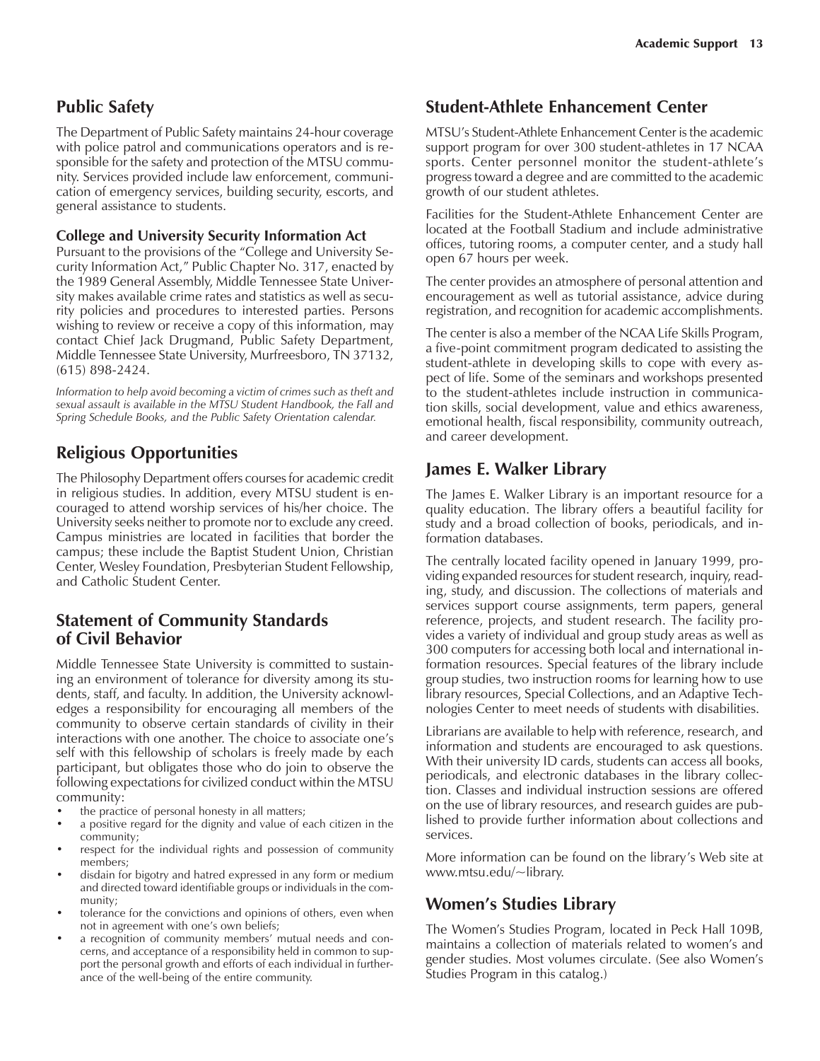## Public Safety

The Department of Public Safety maintains 24-hour coverage with police patrol and communications operators and is responsible for the safety and protection of the MTSU community. Services provided include law enforcement, communication of emergency services, building security, escorts, and general assistance to students.

### College and University Security Information Act

Pursuant to the provisions of the "College and University Security Information Act," Public Chapter No. 317, enacted by the 1989 General Assembly, Middle Tennessee State University makes available crime rates and statistics as well as security policies and procedures to interested parties. Persons wishing to review or receive a copy of this information, may contact Chief Jack Drugmand, Public Safety Department, Middle Tennessee State University, Murfreesboro, TN 37132, (615) 898-2424.

*Information to help avoid becoming a victim of crimes such as theft and sexual assault is available in the MTSU Student Handbook, the Fall and Spring Schedule Books, and the Public Safety Orientation calendar.*

## Religious Opportunities

The Philosophy Department offers courses for academic credit in religious studies. In addition, every MTSU student is encouraged to attend worship services of his/her choice. The University seeks neither to promote nor to exclude any creed. Campus ministries are located in facilities that border the campus; these include the Baptist Student Union, Christian Center, Wesley Foundation, Presbyterian Student Fellowship, and Catholic Student Center.

## Statement of Community Standards of Civil Behavior

Middle Tennessee State University is committed to sustaining an environment of tolerance for diversity among its students, staff, and faculty. In addition, the University acknowledges a responsibility for encouraging all members of the community to observe certain standards of civility in their interactions with one another. The choice to associate one's self with this fellowship of scholars is freely made by each participant, but obligates those who do join to observe the following expectations for civilized conduct within the MTSU community:

- the practice of personal honesty in all matters;
- a positive regard for the dignity and value of each citizen in the community;
- respect for the individual rights and possession of community members;
- disdain for bigotry and hatred expressed in any form or medium and directed toward identifiable groups or individuals in the community;
- tolerance for the convictions and opinions of others, even when not in agreement with one's own beliefs;
- a recognition of community members' mutual needs and concerns, and acceptance of a responsibility held in common to support the personal growth and efforts of each individual in furtherance of the well-being of the entire community.

## Student-Athlete Enhancement Center

MTSU's Student-Athlete Enhancement Center is the academic support program for over 300 student-athletes in 17 NCAA sports. Center personnel monitor the student-athlete's progress toward a degree and are committed to the academic growth of our student athletes.

Facilities for the Student-Athlete Enhancement Center are located at the Football Stadium and include administrative offices, tutoring rooms, a computer center, and a study hall open 67 hours per week.

The center provides an atmosphere of personal attention and encouragement as well as tutorial assistance, advice during registration, and recognition for academic accomplishments.

The center is also a member of the NCAA Life Skills Program, a five-point commitment program dedicated to assisting the student-athlete in developing skills to cope with every aspect of life. Some of the seminars and workshops presented to the student-athletes include instruction in communication skills, social development, value and ethics awareness, emotional health, fiscal responsibility, community outreach, and career development.

## James E. Walker Library

The James E. Walker Library is an important resource for a quality education. The library offers a beautiful facility for study and a broad collection of books, periodicals, and information databases.

The centrally located facility opened in January 1999, providing expanded resources for student research, inquiry, reading, study, and discussion. The collections of materials and services support course assignments, term papers, general reference, projects, and student research. The facility provides a variety of individual and group study areas as well as 300 computers for accessing both local and international information resources. Special features of the library include group studies, two instruction rooms for learning how to use library resources, Special Collections, and an Adaptive Technologies Center to meet needs of students with disabilities.

Librarians are available to help with reference, research, and information and students are encouraged to ask questions. With their university ID cards, students can access all books, periodicals, and electronic databases in the library collection. Classes and individual instruction sessions are offered on the use of library resources, and research guides are published to provide further information about collections and services.

More information can be found on the library's Web site at www.mtsu.edu/~library.

## Women's Studies Library

The Women's Studies Program, located in Peck Hall 109B, maintains a collection of materials related to women's and gender studies. Most volumes circulate. (See also Women's Studies Program in this catalog.)